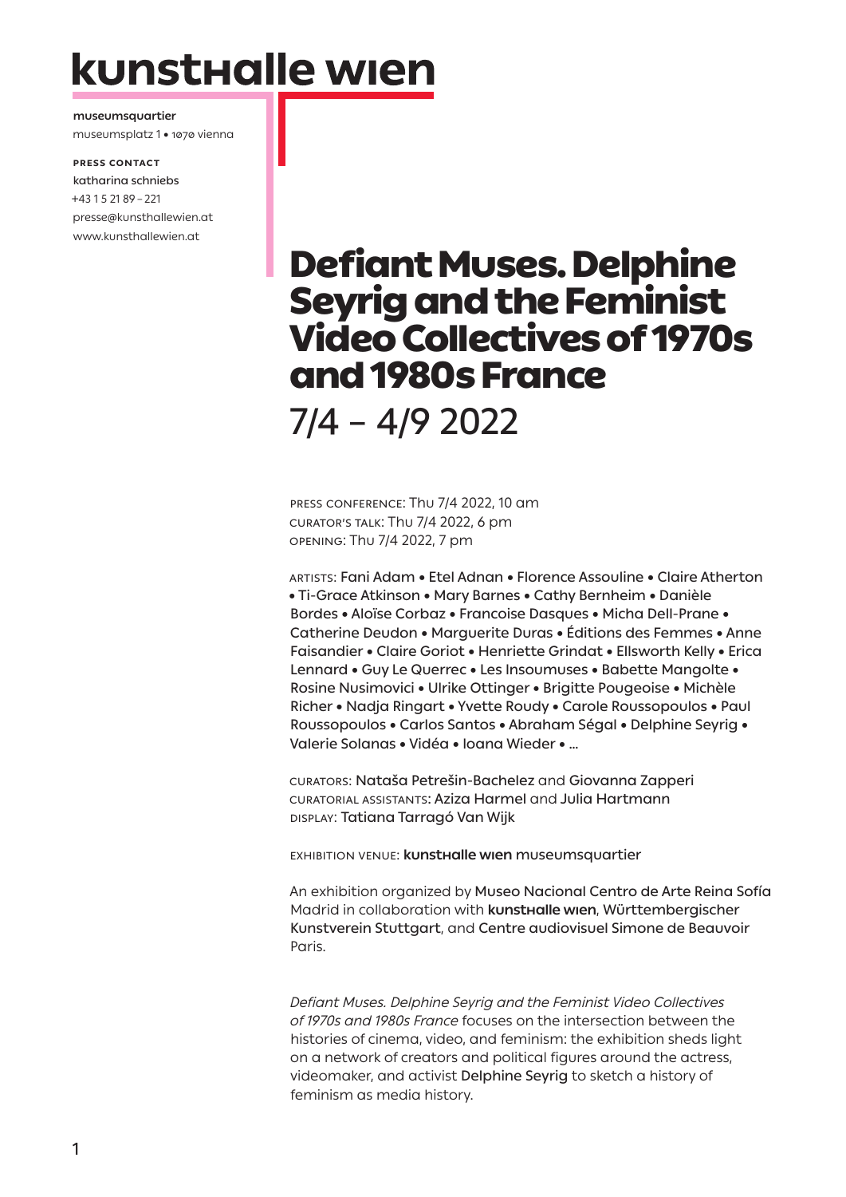**kunsthalle wien**

**museumsquartier**
museumsplatz 1 • 1070 vienna

**PRESS CONTACT**
katharina schniebs
+43 1 5 21 89 – 221
presse@kunsthallewien.at
www.kunsthallewien.at

# Defiant Muses. Delphine Seyrig and the Feminist Video Collectives of 1970s and 1980s France

## 7/4 – 4/9 2022

PRESS CONFERENCE: Thu 7/4 2022, 10 am
CURATOR'S TALK: Thu 7/4 2022, 6 pm
OPENING: Thu 7/4 2022, 7 pm

ARTISTS: Fani Adam • Etel Adnan • Florence Assouline • Claire Atherton • Ti-Grace Atkinson • Mary Barnes • Cathy Bernheim • Danièle Bordes • Aloïse Corbaz • Francoise Dasques • Micha Dell-Prane • Catherine Deudon • Marguerite Duras • Éditions des Femmes • Anne Faisandier • Claire Goriot • Henriette Grindat • Ellsworth Kelly • Erica Lennard • Guy Le Querrec • Les Insoumuses • Babette Mangolte • Rosine Nusimovici • Ulrike Ottinger • Brigitte Pougeoise • Michèle Richer • Nadja Ringart • Yvette Roudy • Carole Roussopoulos • Paul Roussopoulos • Carlos Santos • Abraham Ségal • Delphine Seyrig • Valerie Solanas • Vidéa • Ioana Wieder • …

CURATORS: Nataša Petrešin-Bachelez and Giovanna Zapperi
CURATORIAL ASSISTANTS: Aziza Harmel and Julia Hartmann
DISPLAY: Tatiana Tarragó Van Wijk

EXHIBITION VENUE: **kunsthalle wien** museumsquartier

An exhibition organized by Museo Nacional Centro de Arte Reina Sofía Madrid in collaboration with **kunsthalle wien**, Württembergischer Kunstverein Stuttgart, and Centre audiovisuel Simone de Beauvoir Paris.

*Defiant Muses. Delphine Seyrig and the Feminist Video Collectives of 1970s and 1980s France* focuses on the intersection between the histories of cinema, video, and feminism: the exhibition sheds light on a network of creators and political figures around the actress, videomaker, and activist Delphine Seyrig to sketch a history of feminism as media history.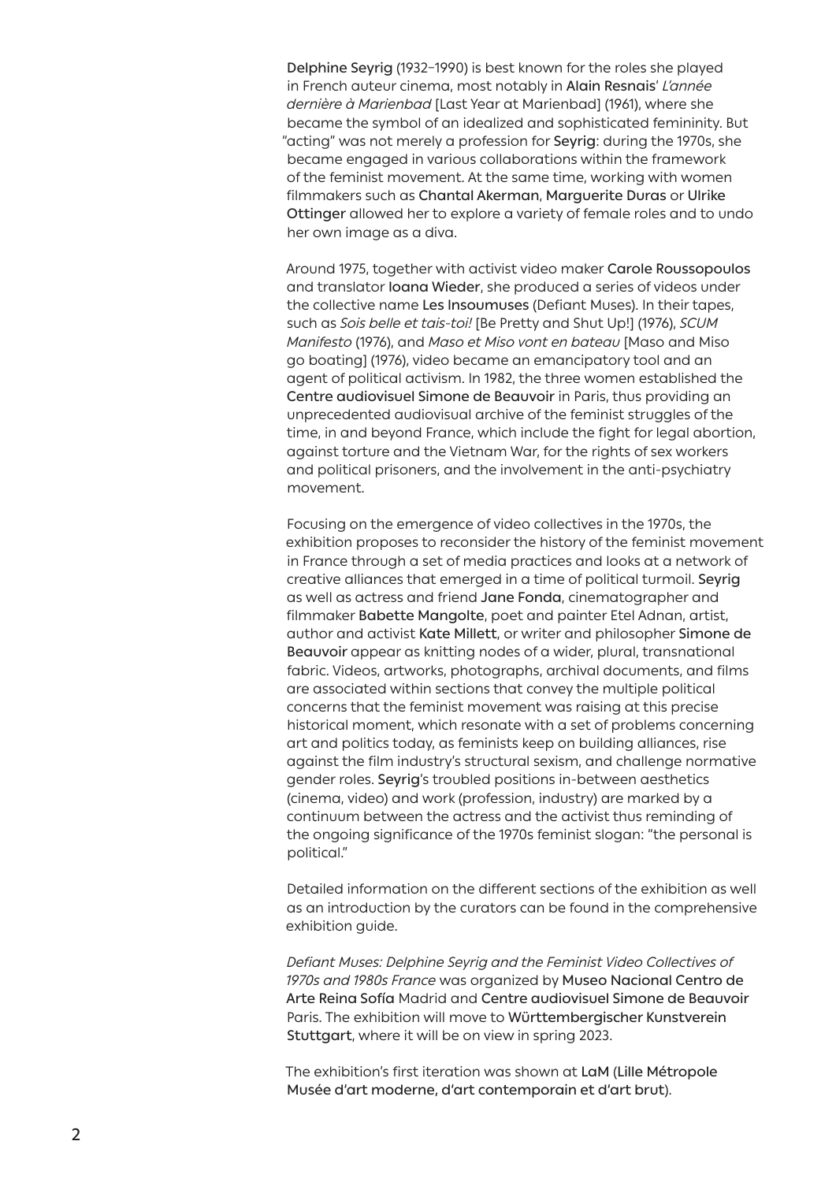Delphine Seyrig (1932–1990) is best known for the roles she played in French auteur cinema, most notably in Alain Resnais' *L'année dernière à Marienbad* [Last Year at Marienbad] (1961), where she became the symbol of an idealized and sophisticated femininity. But "acting" was not merely a profession for Seyrig: during the 1970s, she became engaged in various collaborations within the framework of the feminist movement. At the same time, working with women filmmakers such as Chantal Akerman, Marguerite Duras or Ulrike Ottinger allowed her to explore a variety of female roles and to undo her own image as a diva.

Around 1975, together with activist video maker Carole Roussopoulos and translator Ioana Wieder, she produced a series of videos under the collective name Les Insoumuses (Defiant Muses). In their tapes, such as *Sois belle et tais-toi!* [Be Pretty and Shut Up!] (1976), *SCUM Manifesto* (1976), and *Maso et Miso vont en bateau* [Maso and Miso go boating] (1976), video became an emancipatory tool and an agent of political activism. In 1982, the three women established the Centre audiovisuel Simone de Beauvoir in Paris, thus providing an unprecedented audiovisual archive of the feminist struggles of the time, in and beyond France, which include the fight for legal abortion, against torture and the Vietnam War, for the rights of sex workers and political prisoners, and the involvement in the anti-psychiatry movement.

Focusing on the emergence of video collectives in the 1970s, the exhibition proposes to reconsider the history of the feminist movement in France through a set of media practices and looks at a network of creative alliances that emerged in a time of political turmoil. Seyrig as well as actress and friend Jane Fonda, cinematographer and filmmaker Babette Mangolte, poet and painter Etel Adnan, artist, author and activist Kate Millett, or writer and philosopher Simone de Beauvoir appear as knitting nodes of a wider, plural, transnational fabric. Videos, artworks, photographs, archival documents, and films are associated within sections that convey the multiple political concerns that the feminist movement was raising at this precise historical moment, which resonate with a set of problems concerning art and politics today, as feminists keep on building alliances, rise against the film industry's structural sexism, and challenge normative gender roles. Seyrig's troubled positions in-between aesthetics (cinema, video) and work (profession, industry) are marked by a continuum between the actress and the activist thus reminding of the ongoing significance of the 1970s feminist slogan: "the personal is political."

Detailed information on the different sections of the exhibition as well as an introduction by the curators can be found in the comprehensive exhibition guide.

*Defiant Muses: Delphine Seyrig and the Feminist Video Collectives of 1970s and 1980s France* was organized by Museo Nacional Centro de Arte Reina Sofía Madrid and Centre audiovisuel Simone de Beauvoir Paris. The exhibition will move to Württembergischer Kunstverein Stuttgart, where it will be on view in spring 2023.

The exhibition's first iteration was shown at LaM (Lille Métropole Musée d'art moderne, d'art contemporain et d'art brut).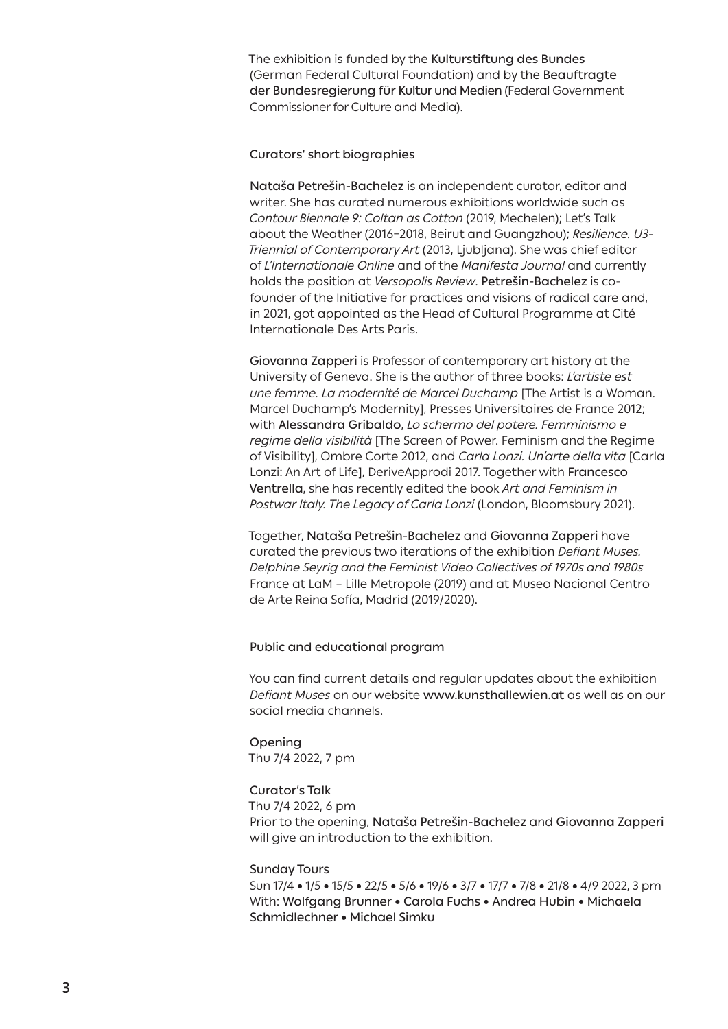The exhibition is funded by the Kulturstiftung des Bundes (German Federal Cultural Foundation) and by the Beauftragte der Bundesregierung für Kultur und Medien (Federal Government Commissioner for Culture and Media).

## Curators' short biographies

Nataša Petrešin-Bachelez is an independent curator, editor and writer. She has curated numerous exhibitions worldwide such as *Contour Biennale 9: Coltan as Cotton* (2019, Mechelen); Let's Talk about the Weather (2016–2018, Beirut and Guangzhou); *Resilience. U3-Triennial of Contemporary Art* (2013, Ljubljana). She was chief editor of *L'Internationale Online* and of the *Manifesta Journal* and currently holds the position at *Versopolis Review*. Petrešin-Bachelez is co-founder of the Initiative for practices and visions of radical care and, in 2021, got appointed as the Head of Cultural Programme at Cité Internationale Des Arts Paris.

Giovanna Zapperi is Professor of contemporary art history at the University of Geneva. She is the author of three books: *L'artiste est une femme. La modernité de Marcel Duchamp* [The Artist is a Woman. Marcel Duchamp's Modernity], Presses Universitaires de France 2012; with Alessandra Gribaldo, *Lo schermo del potere. Femminismo e regime della visibilità* [The Screen of Power. Feminism and the Regime of Visibility], Ombre Corte 2012, and *Carla Lonzi. Un'arte della vita* [Carla Lonzi: An Art of Life], DeriveApprodi 2017. Together with Francesco Ventrella, she has recently edited the book *Art and Feminism in Postwar Italy. The Legacy of Carla Lonzi* (London, Bloomsbury 2021).

Together, Nataša Petrešin-Bachelez and Giovanna Zapperi have curated the previous two iterations of the exhibition *Defiant Muses. Delphine Seyrig and the Feminist Video Collectives of 1970s and 1980s* France at LaM – Lille Metropole (2019) and at Museo Nacional Centro de Arte Reina Sofía, Madrid (2019/2020).

## Public and educational program

You can find current details and regular updates about the exhibition *Defiant Muses* on our website www.kunsthallewien.at as well as on our social media channels.

### Opening
Thu 7/4 2022, 7 pm

### Curator's Talk
Thu 7/4 2022, 6 pm
Prior to the opening, Nataša Petrešin-Bachelez and Giovanna Zapperi will give an introduction to the exhibition.

### Sunday Tours
Sun 17/4 • 1/5 • 15/5 • 22/5 • 5/6 • 19/6 • 3/7 • 17/7 • 7/8 • 21/8 • 4/9 2022, 3 pm
With: Wolfgang Brunner • Carola Fuchs • Andrea Hubin • Michaela Schmidlechner • Michael Simku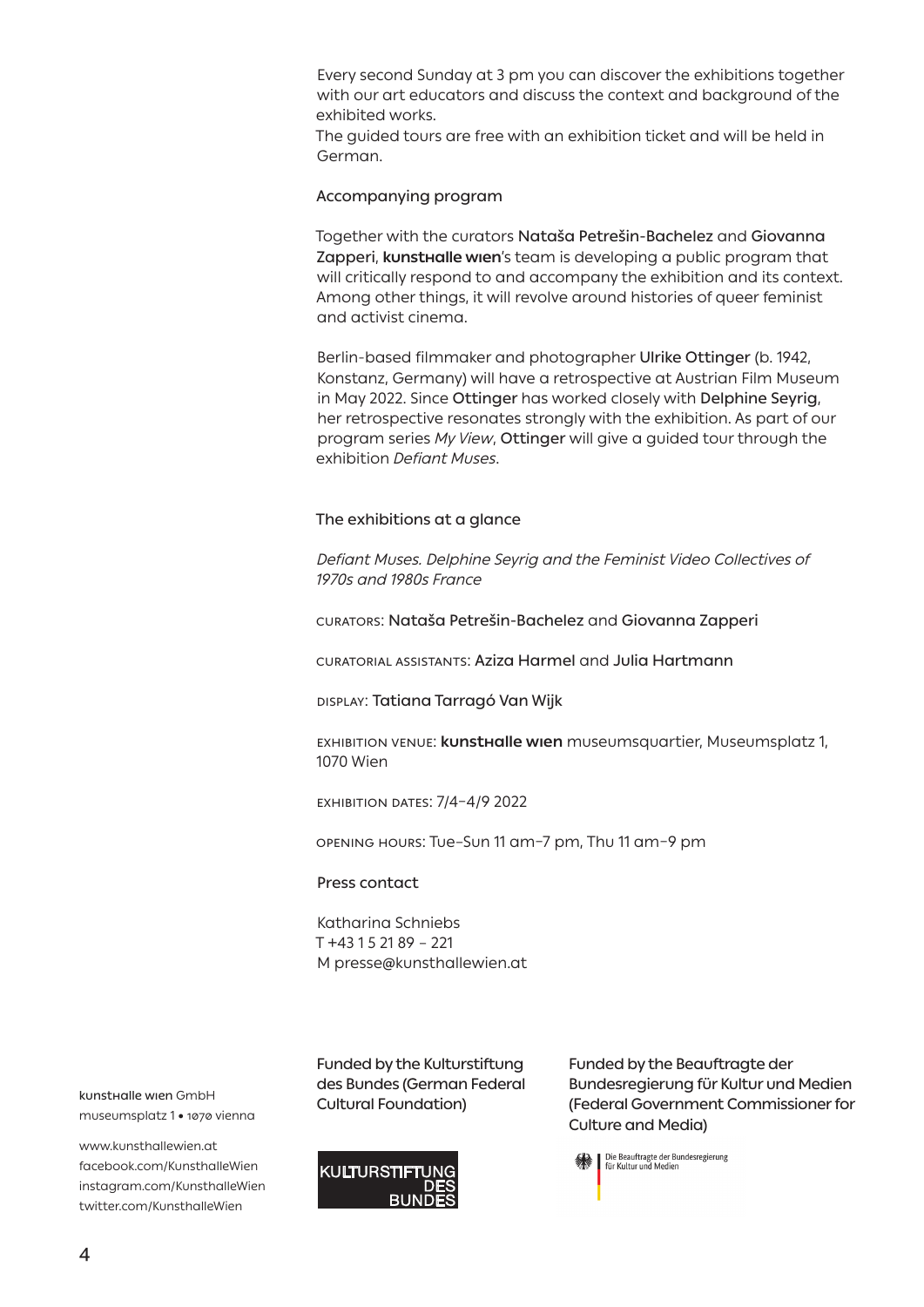Every second Sunday at 3 pm you can discover the exhibitions together with our art educators and discuss the context and background of the exhibited works.
The guided tours are free with an exhibition ticket and will be held in German.

## Accompanying program

Together with the curators Nataša Petrešin-Bachelez and Giovanna Zapperi, **kunsthalle wien**'s team is developing a public program that will critically respond to and accompany the exhibition and its context. Among other things, it will revolve around histories of queer feminist and activist cinema.

Berlin-based filmmaker and photographer Ulrike Ottinger (b. 1942, Konstanz, Germany) will have a retrospective at Austrian Film Museum in May 2022. Since Ottinger has worked closely with Delphine Seyrig, her retrospective resonates strongly with the exhibition. As part of our program series *My View*, Ottinger will give a guided tour through the exhibition *Defiant Muses*.

## The exhibitions at a glance

*Defiant Muses. Delphine Seyrig and the Feminist Video Collectives of 1970s and 1980s France*

CURATORS: Nataša Petrešin-Bachelez and Giovanna Zapperi

CURATORIAL ASSISTANTS: Aziza Harmel and Julia Hartmann

DISPLAY: Tatiana Tarragó Van Wijk

EXHIBITION VENUE: **kunsthalle wien** museumsquartier, Museumsplatz 1, 1070 Wien

EXHIBITION DATES: 7/4–4/9 2022

OPENING HOURS: Tue–Sun 11 am–7 pm, Thu 11 am–9 pm

## Press contact

Katharina Schniebs
T +43 1 5 21 89 – 221
M presse@kunsthallewien.at

kunsthalle wien GmbH
museumsplatz 1 • 1070 vienna

www.kunsthallewien.at
facebook.com/KunsthalleWien
instagram.com/KunsthalleWien
twitter.com/KunsthalleWien

Funded by the Kulturstiftung des Bundes (German Federal Cultural Foundation)

KULTURSTIFTUNG DES BUNDES

Funded by the Beauftragte der Bundesregierung für Kultur und Medien (Federal Government Commissioner for Culture and Media)

Die Beauftragte der Bundesregierung für Kultur und Medien